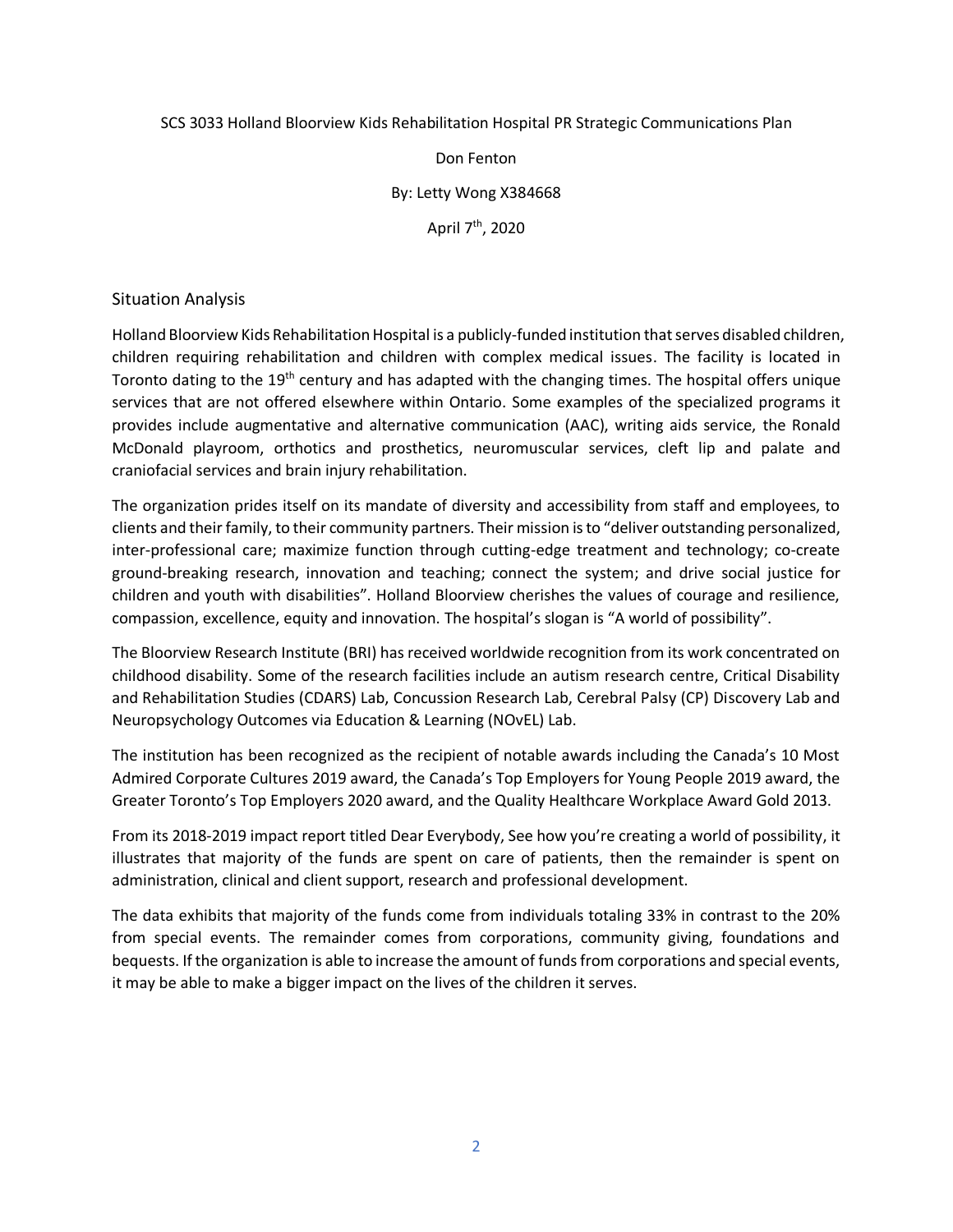SCS 3033 Holland Bloorview Kids Rehabilitation Hospital PR Strategic Communications Plan

Don Fenton

By: Letty Wong X384668

April 7th, 2020

## Situation Analysis

Holland Bloorview Kids Rehabilitation Hospital is a publicly-funded institution that serves disabled children, children requiring rehabilitation and children with complex medical issues. The facility is located in Toronto dating to the 19th century and has adapted with the changing times. The hospital offers unique services that are not offered elsewhere within Ontario. Some examples of the specialized programs it provides include augmentative and alternative communication (AAC), writing aids service, the Ronald McDonald playroom, orthotics and prosthetics, neuromuscular services, cleft lip and palate and craniofacial services and brain injury rehabilitation.

The organization prides itself on its mandate of diversity and accessibility from staff and employees, to clients and their family, to their community partners. Their mission is to "deliver outstanding personalized, inter-professional care; maximize function through cutting-edge treatment and technology; co-create ground-breaking research, innovation and teaching; connect the system; and drive social justice for children and youth with disabilities". Holland Bloorview cherishes the values of courage and resilience, compassion, excellence, equity and innovation. The hospital's slogan is "A world of possibility".

The Bloorview Research Institute (BRI) has received worldwide recognition from its work concentrated on childhood disability. Some of the research facilities include an autism research centre, Critical Disability and Rehabilitation Studies (CDARS) Lab, Concussion Research Lab, Cerebral Palsy (CP) Discovery Lab and Neuropsychology Outcomes via Education & Learning (NOvEL) Lab.

The institution has been recognized as the recipient of notable awards including the Canada's 10 Most Admired Corporate Cultures 2019 award, the Canada's Top Employers for Young People 2019 award, the Greater Toronto's Top Employers 2020 award, and the Quality Healthcare Workplace Award Gold 2013.

From its 2018-2019 impact report titled Dear Everybody, See how you're creating a world of possibility, it illustrates that majority of the funds are spent on care of patients, then the remainder is spent on administration, clinical and client support, research and professional development.

The data exhibits that majority of the funds come from individuals totaling 33% in contrast to the 20% from special events. The remainder comes from corporations, community giving, foundations and bequests. If the organization is able to increase the amount of funds from corporations and special events, it may be able to make a bigger impact on the lives of the children it serves.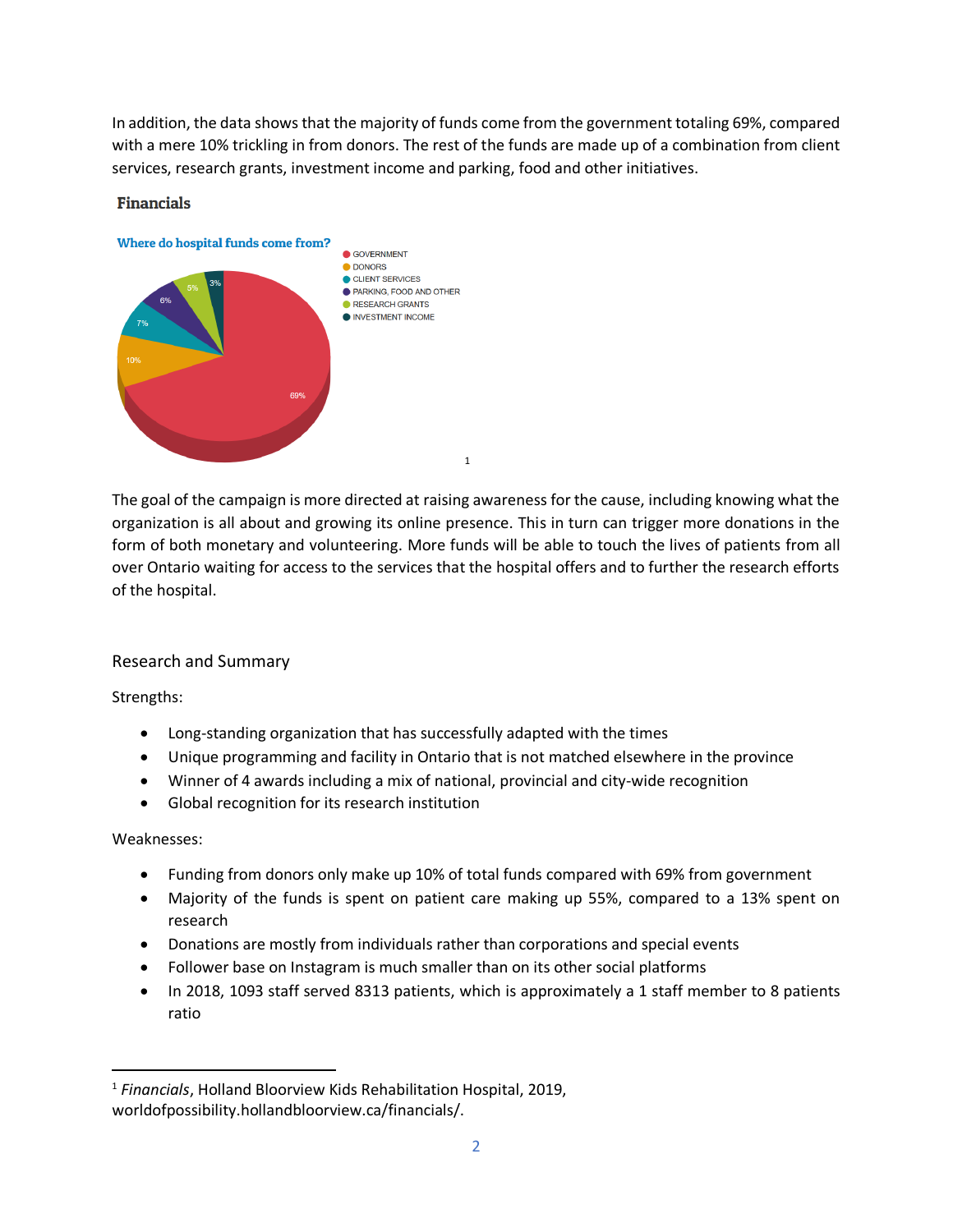In addition, the data shows that the majority of funds come from the government totaling 69%, compared with a mere 10% trickling in from donors. The rest of the funds are made up of a combination from client services, research grants, investment income and parking, food and other initiatives.

**Financials**

**Where do hospital funds come from?**

- GOVERNMENT
- DONORS
- CLIENT SERVICES
- PARKING, FOOD AND OTHER
- RESEARCH GRANTS
- INVESTMENT INCOME

69%, 10%, 7%, 6%, 5%, 3%

[1]

The goal of the campaign is more directed at raising awareness for the cause, including knowing what the organization is all about and growing its online presence. This in turn can trigger more donations in the form of both monetary and volunteering. More funds will be able to touch the lives of patients from all over Ontario waiting for access to the services that the hospital offers and to further the research efforts of the hospital.

## Research and Summary

Strengths:

- Long-standing organization that has successfully adapted with the times
- Unique programming and facility in Ontario that is not matched elsewhere in the province
- Winner of 4 awards including a mix of national, provincial and city-wide recognition
- Global recognition for its research institution

Weaknesses:

- Funding from donors only make up 10% of total funds compared with 69% from government
- Majority of the funds is spent on patient care making up 55%, compared to a 13% spent on research
- Donations are mostly from individuals rather than corporations and special events
- Follower base on Instagram is much smaller than on its other social platforms
- In 2018, 1093 staff served 8313 patients, which is approximately a 1 staff member to 8 patients ratio

---

[1] *Financials*, Holland Bloorview Kids Rehabilitation Hospital, 2019, worldofpossibility.hollandbloorview.ca/financials/.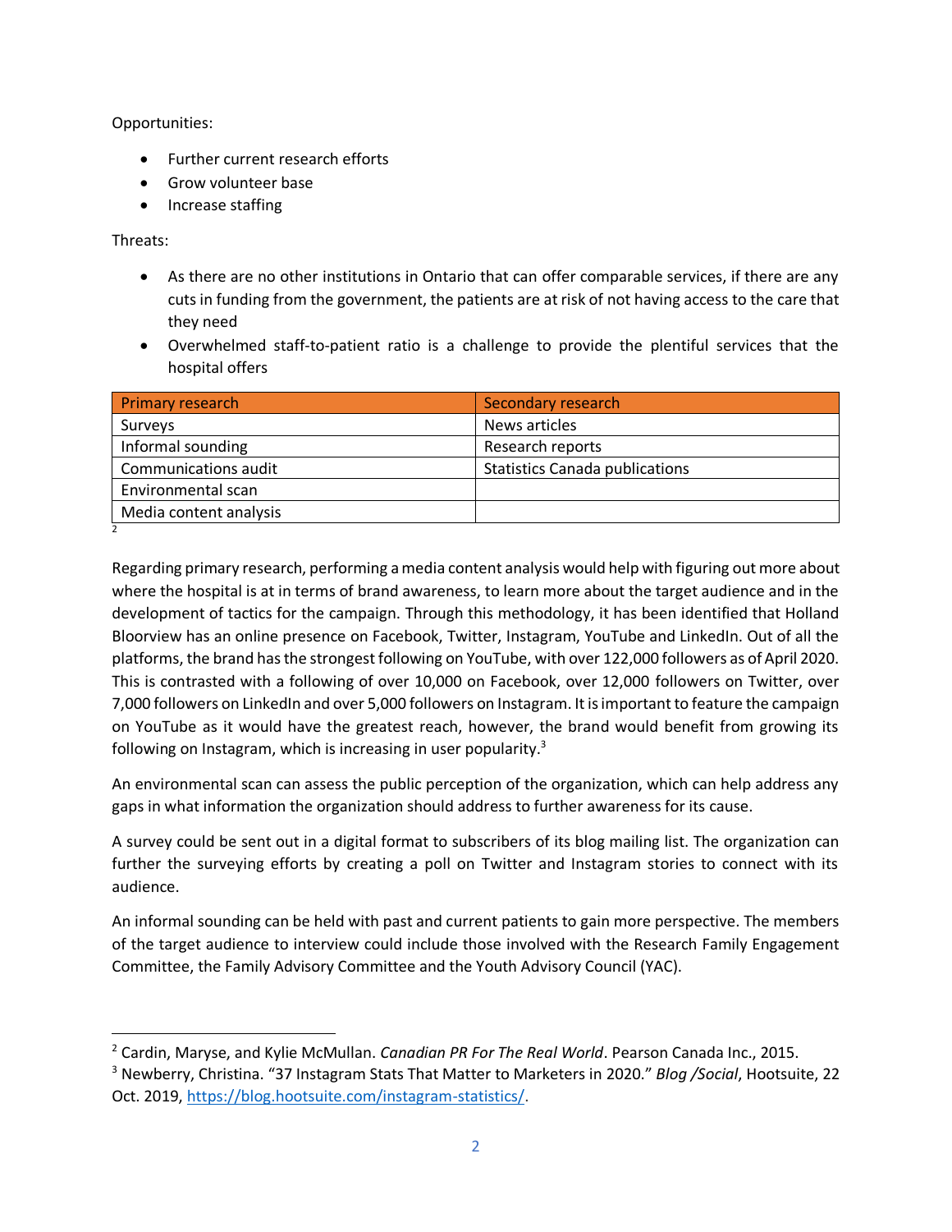Opportunities:

- Further current research efforts
- Grow volunteer base
- Increase staffing

Threats:

- As there are no other institutions in Ontario that can offer comparable services, if there are any cuts in funding from the government, the patients are at risk of not having access to the care that they need
- Overwhelmed staff-to-patient ratio is a challenge to provide the plentiful services that the hospital offers

| Primary research | Secondary research |
| --- | --- |
| Surveys | News articles |
| Informal sounding | Research reports |
| Communications audit | Statistics Canada publications |
| Environmental scan | |
| Media content analysis | |

[2]

Regarding primary research, performing a media content analysis would help with figuring out more about where the hospital is at in terms of brand awareness, to learn more about the target audience and in the development of tactics for the campaign. Through this methodology, it has been identified that Holland Bloorview has an online presence on Facebook, Twitter, Instagram, YouTube and LinkedIn. Out of all the platforms, the brand has the strongest following on YouTube, with over 122,000 followers as of April 2020. This is contrasted with a following of over 10,000 on Facebook, over 12,000 followers on Twitter, over 7,000 followers on LinkedIn and over 5,000 followers on Instagram. It is important to feature the campaign on YouTube as it would have the greatest reach, however, the brand would benefit from growing its following on Instagram, which is increasing in user popularity.[3]

An environmental scan can assess the public perception of the organization, which can help address any gaps in what information the organization should address to further awareness for its cause.

A survey could be sent out in a digital format to subscribers of its blog mailing list. The organization can further the surveying efforts by creating a poll on Twitter and Instagram stories to connect with its audience.

An informal sounding can be held with past and current patients to gain more perspective. The members of the target audience to interview could include those involved with the Research Family Engagement Committee, the Family Advisory Committee and the Youth Advisory Council (YAC).

---

[2] Cardin, Maryse, and Kylie McMullan. *Canadian PR For The Real World*. Pearson Canada Inc., 2015.

[3] Newberry, Christina. "37 Instagram Stats That Matter to Marketers in 2020." *Blog /Social*, Hootsuite, 22 Oct. 2019, https://blog.hootsuite.com/instagram-statistics/.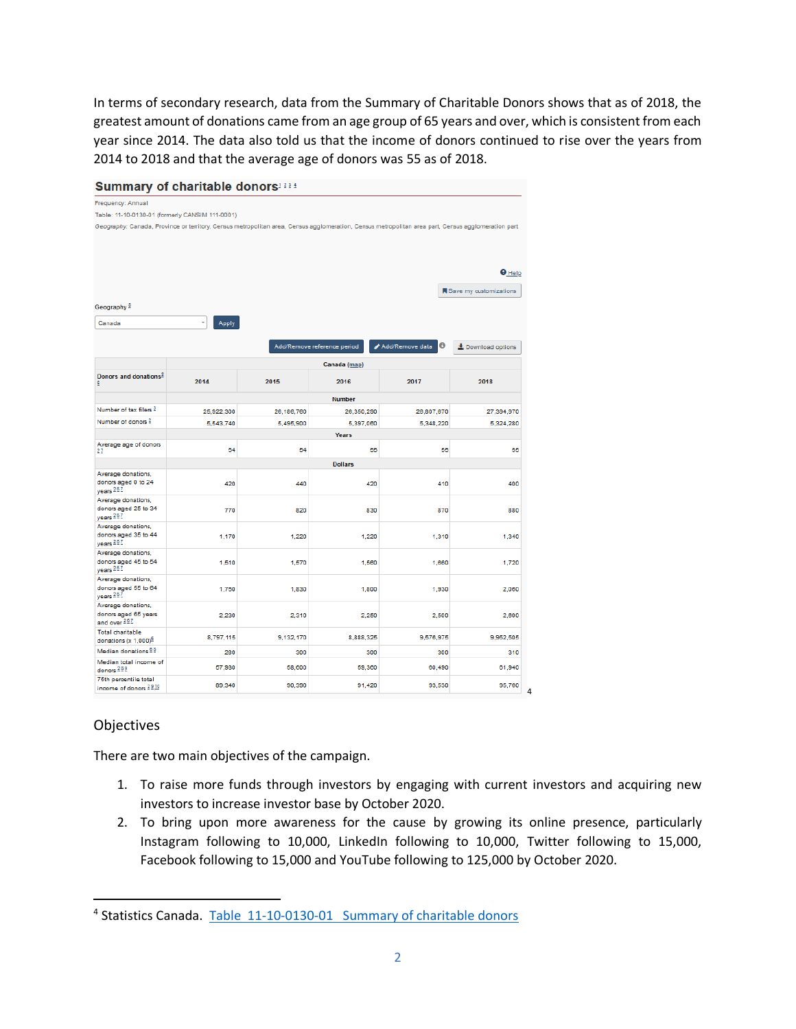In terms of secondary research, data from the Summary of Charitable Donors shows that as of 2018, the greatest amount of donations came from an age group of 65 years and over, which is consistent from each year since 2014. The data also told us that the income of donors continued to rise over the years from 2014 to 2018 and that the average age of donors was 55 as of 2018.

**Summary of charitable donors**[1 2 3 4]

Frequency: Annual

Table: 11-10-0130-01 (formerly CANSIM 111-0001)

Geography: Canada, Province or territory, Census metropolitan area, Census agglomeration, Census metropolitan area part, Census agglomeration part

| | Canada (map) | | | | |
|---|---|---|---|---|---|
| Donors and donations | 2014 | 2015 | 2016 | 2017 | 2018 |
| | Number | | | | |
| Number of tax filers | 25,922,300 | 26,166,760 | 26,350,280 | 26,807,870 | 27,394,970 |
| Number of donors | 5,543,740 | 5,495,500 | 5,397,060 | 5,348,220 | 5,324,280 |
| | Years | | | | |
| Average age of donors | 54 | 54 | 55 | 55 | 55 |
| | Dollars | | | | |
| Average donations, donors aged 0 to 24 years | 420 | 440 | 420 | 410 | 400 |
| Average donations, donors aged 25 to 34 years | 770 | 820 | 830 | 870 | 880 |
| Average donations, donors aged 35 to 44 years | 1,170 | 1,220 | 1,220 | 1,310 | 1,340 |
| Average donations, donors aged 45 to 54 years | 1,510 | 1,570 | 1,560 | 1,660 | 1,720 |
| Average donations, donors aged 55 to 64 years | 1,750 | 1,830 | 1,800 | 1,930 | 2,060 |
| Average donations, donors aged 65 years and over | 2,230 | 2,310 | 2,250 | 2,500 | 2,600 |
| Total charitable donations (x 1,000) | 8,797,115 | 9,132,170 | 8,888,325 | 9,576,975 | 9,952,505 |
| Median donations | 290 | 300 | 300 | 300 | 310 |
| Median total income of donors | 57,930 | 58,600 | 58,300 | 60,490 | 61,940 |
| 75th percentile total income of donors | 89,340 | 90,350 | 91,420 | 93,530 | 95,760 |

[4]

## Objectives

There are two main objectives of the campaign.

1. To raise more funds through investors by engaging with current investors and acquiring new investors to increase investor base by October 2020.
2. To bring upon more awareness for the cause by growing its online presence, particularly Instagram following to 10,000, LinkedIn following to 10,000, Twitter following to 15,000, Facebook following to 15,000 and YouTube following to 125,000 by October 2020.

---

[4] Statistics Canada. Table 11-10-0130-01 Summary of charitable donors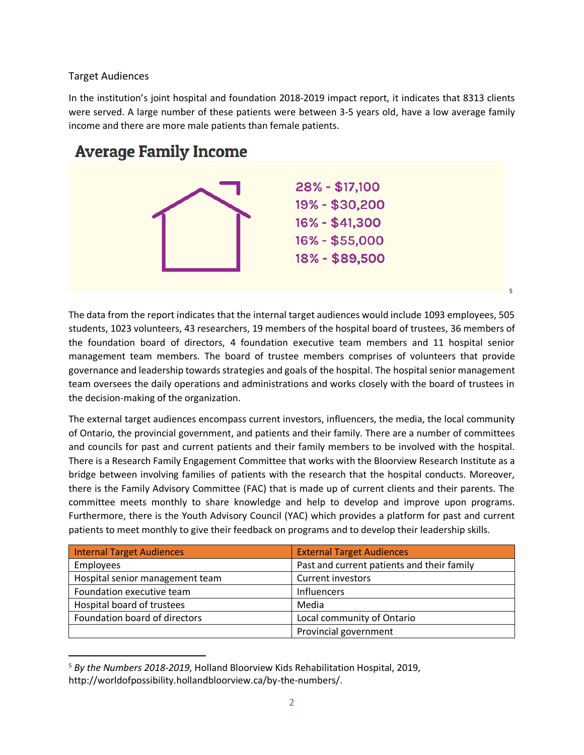## Target Audiences

In the institution's joint hospital and foundation 2018-2019 impact report, it indicates that 8313 clients were served. A large number of these patients were between 3-5 years old, have a low average family income and there are more male patients than female patients.

### Average Family Income

28% - $17,100
19% - $30,200
16% - $41,300
16% - $55,000
18% - $89,500 [5]

The data from the report indicates that the internal target audiences would include 1093 employees, 505 students, 1023 volunteers, 43 researchers, 19 members of the hospital board of trustees, 36 members of the foundation board of directors, 4 foundation executive team members and 11 hospital senior management team members. The board of trustee members comprises of volunteers that provide governance and leadership towards strategies and goals of the hospital. The hospital senior management team oversees the daily operations and administrations and works closely with the board of trustees in the decision-making of the organization.

The external target audiences encompass current investors, influencers, the media, the local community of Ontario, the provincial government, and patients and their family. There are a number of committees and councils for past and current patients and their family members to be involved with the hospital. There is a Research Family Engagement Committee that works with the Bloorview Research Institute as a bridge between involving families of patients with the research that the hospital conducts. Moreover, there is the Family Advisory Committee (FAC) that is made up of current clients and their parents. The committee meets monthly to share knowledge and help to develop and improve upon programs. Furthermore, there is the Youth Advisory Council (YAC) which provides a platform for past and current patients to meet monthly to give their feedback on programs and to develop their leadership skills.

| Internal Target Audiences | External Target Audiences |
|---|---|
| Employees | Past and current patients and their family |
| Hospital senior management team | Current investors |
| Foundation executive team | Influencers |
| Hospital board of trustees | Media |
| Foundation board of directors | Local community of Ontario |
| | Provincial government |

---

[5] *By the Numbers 2018-2019*, Holland Bloorview Kids Rehabilitation Hospital, 2019, http://worldofpossibility.hollandbloorview.ca/by-the-numbers/.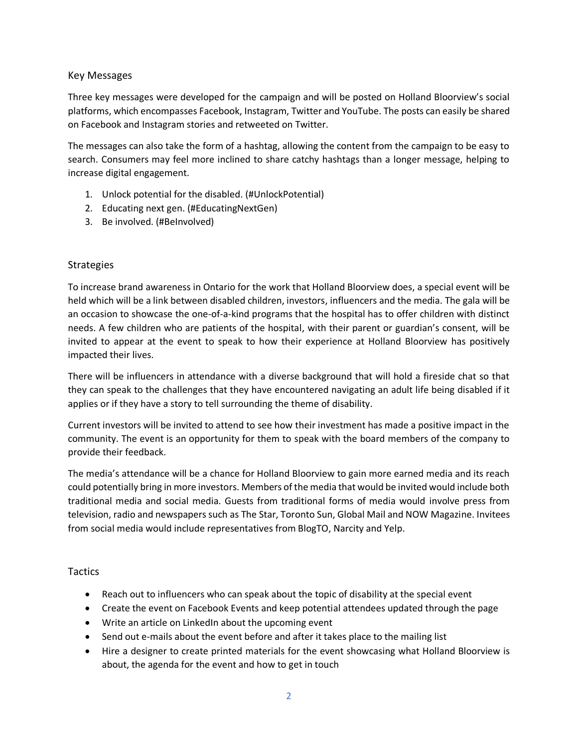## Key Messages

Three key messages were developed for the campaign and will be posted on Holland Bloorview's social platforms, which encompasses Facebook, Instagram, Twitter and YouTube. The posts can easily be shared on Facebook and Instagram stories and retweeted on Twitter.

The messages can also take the form of a hashtag, allowing the content from the campaign to be easy to search. Consumers may feel more inclined to share catchy hashtags than a longer message, helping to increase digital engagement.

1. Unlock potential for the disabled. (#UnlockPotential)
2. Educating next gen. (#EducatingNextGen)
3. Be involved. (#BeInvolved)

## Strategies

To increase brand awareness in Ontario for the work that Holland Bloorview does, a special event will be held which will be a link between disabled children, investors, influencers and the media. The gala will be an occasion to showcase the one-of-a-kind programs that the hospital has to offer children with distinct needs. A few children who are patients of the hospital, with their parent or guardian's consent, will be invited to appear at the event to speak to how their experience at Holland Bloorview has positively impacted their lives.

There will be influencers in attendance with a diverse background that will hold a fireside chat so that they can speak to the challenges that they have encountered navigating an adult life being disabled if it applies or if they have a story to tell surrounding the theme of disability.

Current investors will be invited to attend to see how their investment has made a positive impact in the community. The event is an opportunity for them to speak with the board members of the company to provide their feedback.

The media's attendance will be a chance for Holland Bloorview to gain more earned media and its reach could potentially bring in more investors. Members of the media that would be invited would include both traditional media and social media. Guests from traditional forms of media would involve press from television, radio and newspapers such as The Star, Toronto Sun, Global Mail and NOW Magazine. Invitees from social media would include representatives from BlogTO, Narcity and Yelp.

## Tactics

- Reach out to influencers who can speak about the topic of disability at the special event
- Create the event on Facebook Events and keep potential attendees updated through the page
- Write an article on LinkedIn about the upcoming event
- Send out e-mails about the event before and after it takes place to the mailing list
- Hire a designer to create printed materials for the event showcasing what Holland Bloorview is about, the agenda for the event and how to get in touch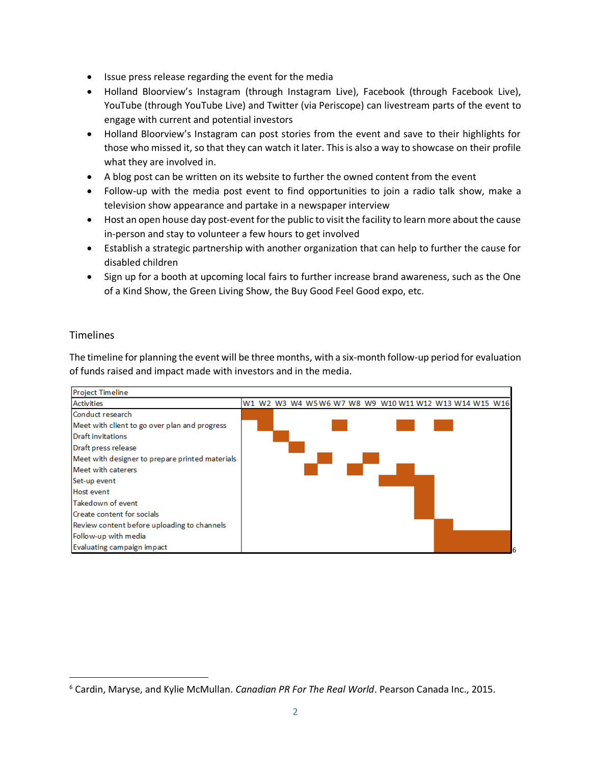- Issue press release regarding the event for the media
- Holland Bloorview's Instagram (through Instagram Live), Facebook (through Facebook Live), YouTube (through YouTube Live) and Twitter (via Periscope) can livestream parts of the event to engage with current and potential investors
- Holland Bloorview's Instagram can post stories from the event and save to their highlights for those who missed it, so that they can watch it later. This is also a way to showcase on their profile what they are involved in.
- A blog post can be written on its website to further the owned content from the event
- Follow-up with the media post event to find opportunities to join a radio talk show, make a television show appearance and partake in a newspaper interview
- Host an open house day post-event for the public to visit the facility to learn more about the cause in-person and stay to volunteer a few hours to get involved
- Establish a strategic partnership with another organization that can help to further the cause for disabled children
- Sign up for a booth at upcoming local fairs to further increase brand awareness, such as the One of a Kind Show, the Green Living Show, the Buy Good Feel Good expo, etc.

## Timelines

The timeline for planning the event will be three months, with a six-month follow-up period for evaluation of funds raised and impact made with investors and in the media.

Project Timeline

| Activities | W1 | W2 | W3 | W4 | W5 | W6 | W7 | W8 | W9 | W10 | W11 | W12 | W13 | W14 | W15 | W16 |
|---|---|---|---|---|---|---|---|---|---|---|---|---|---|---|---|---|
| Conduct research | ■ | ■ | | | | | | | | | | | | | | |
| Meet with client to go over plan and progress | | ■ | | | | | ■ | | | | ■ | | ■ | | | |
| Draft invitations | | | ■ | | | | | | | | | | | | | |
| Draft press release | | | | ■ | | | | | | | | | | | | |
| Meet with designer to prepare printed materials | | | | | | ■ | | | ■ | | | | | | | |
| Meet with caterers | | | | | ■ | | | ■ | | | ■ | | | | | |
| Set-up event | | | | | | | | | | ■ | ■ | ■ | | | | |
| Host event | | | | | | | | | | | | ■ | | | | |
| Takedown of event | | | | | | | | | | | | ■ | | | | |
| Create content for socials | | | | | | | | | | | | ■ | | | | |
| Review content before uploading to channels | | | | | | | | | | | | | ■ | | | |
| Follow-up with media | | | | | | | | | | | | | ■ | ■ | ■ | ■ |
| Evaluating campaign impact | | | | | | | | | | | | | ■ | ■ | ■ | ■ |

[6]

[6] Cardin, Maryse, and Kylie McMullan. *Canadian PR For The Real World*. Pearson Canada Inc., 2015.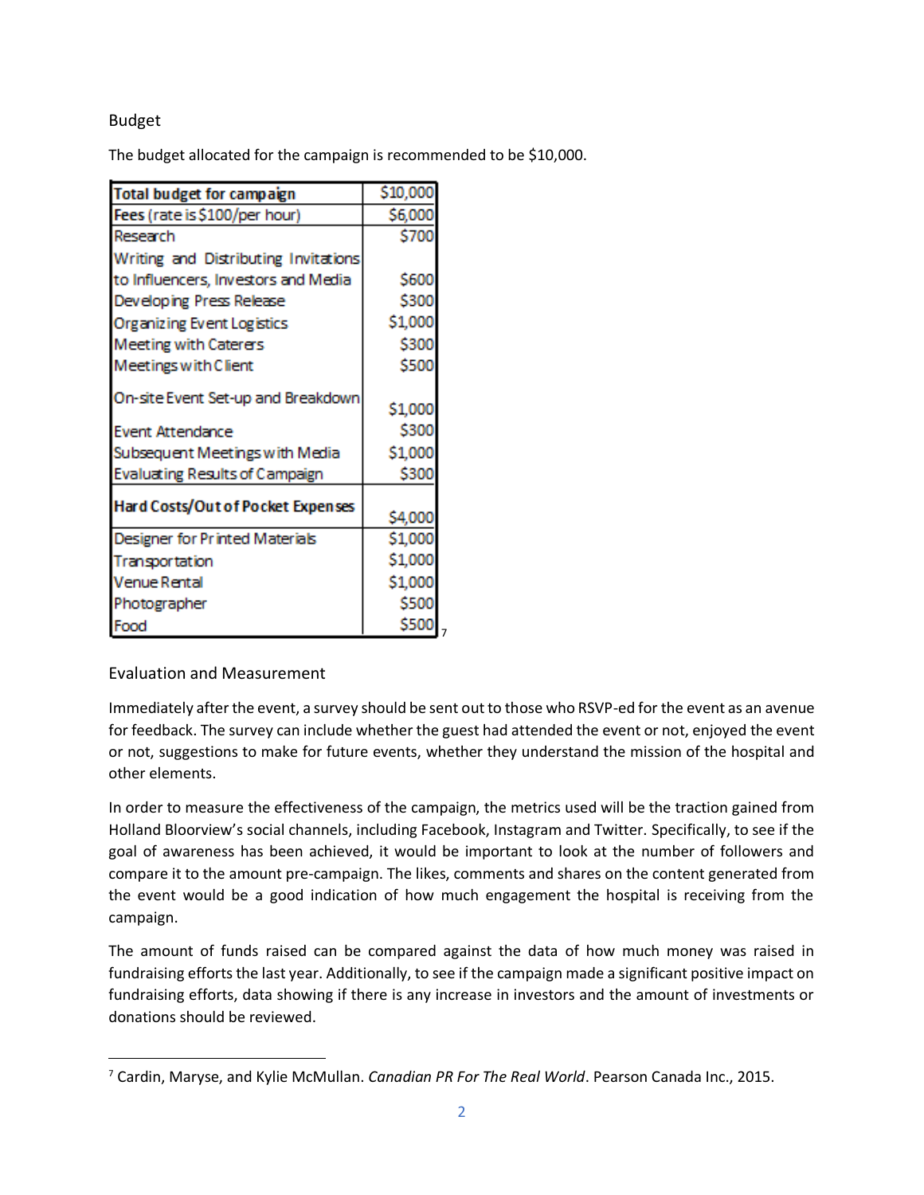## Budget

The budget allocated for the campaign is recommended to be $10,000.

| **Total budget for campaign** | $10,000 |
|---|---|
| **Fees** (rate is $100/per hour) | $6,000 |
| Research | $700 |
| Writing and Distributing Invitations to Influencers, Investors and Media | $600 |
| Developing Press Release | $300 |
| Organizing Event Logistics | $1,000 |
| Meeting with Caterers | $300 |
| Meetings with Client | $500 |
| On-site Event Set-up and Breakdown | $1,000 |
| Event Attendance | $300 |
| Subsequent Meetings with Media | $1,000 |
| Evaluating Results of Campaign | $300 |
| **Hard Costs/Out of Pocket Expenses** | $4,000 |
| Designer for Printed Materials | $1,000 |
| Transportation | $1,000 |
| Venue Rental | $1,000 |
| Photographer | $500 |
| Food | $500 |

[7]

## Evaluation and Measurement

Immediately after the event, a survey should be sent out to those who RSVP-ed for the event as an avenue for feedback. The survey can include whether the guest had attended the event or not, enjoyed the event or not, suggestions to make for future events, whether they understand the mission of the hospital and other elements.

In order to measure the effectiveness of the campaign, the metrics used will be the traction gained from Holland Bloorview's social channels, including Facebook, Instagram and Twitter. Specifically, to see if the goal of awareness has been achieved, it would be important to look at the number of followers and compare it to the amount pre-campaign. The likes, comments and shares on the content generated from the event would be a good indication of how much engagement the hospital is receiving from the campaign.

The amount of funds raised can be compared against the data of how much money was raised in fundraising efforts the last year. Additionally, to see if the campaign made a significant positive impact on fundraising efforts, data showing if there is any increase in investors and the amount of investments or donations should be reviewed.

---

[7] Cardin, Maryse, and Kylie McMullan. *Canadian PR For The Real World*. Pearson Canada Inc., 2015.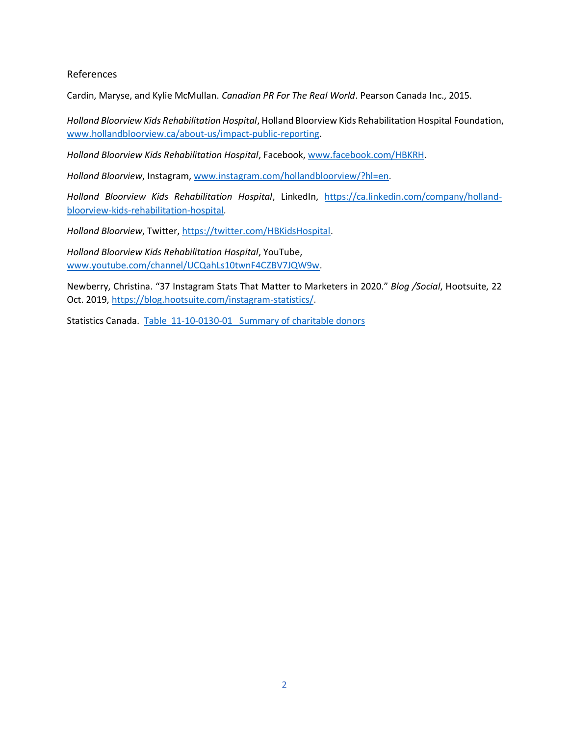## References

Cardin, Maryse, and Kylie McMullan. *Canadian PR For The Real World*. Pearson Canada Inc., 2015.

*Holland Bloorview Kids Rehabilitation Hospital*, Holland Bloorview Kids Rehabilitation Hospital Foundation, www.hollandbloorview.ca/about-us/impact-public-reporting.

*Holland Bloorview Kids Rehabilitation Hospital*, Facebook, www.facebook.com/HBKRH.

*Holland Bloorview*, Instagram, www.instagram.com/hollandbloorview/?hl=en.

*Holland Bloorview Kids Rehabilitation Hospital*, LinkedIn, https://ca.linkedin.com/company/holland-bloorview-kids-rehabilitation-hospital.

*Holland Bloorview*, Twitter, https://twitter.com/HBKidsHospital.

*Holland Bloorview Kids Rehabilitation Hospital*, YouTube, www.youtube.com/channel/UCQahLs10twnF4CZBV7JQW9w.

Newberry, Christina. "37 Instagram Stats That Matter to Marketers in 2020." *Blog /Social*, Hootsuite, 22 Oct. 2019, https://blog.hootsuite.com/instagram-statistics/.

Statistics Canada. Table 11-10-0130-01 Summary of charitable donors